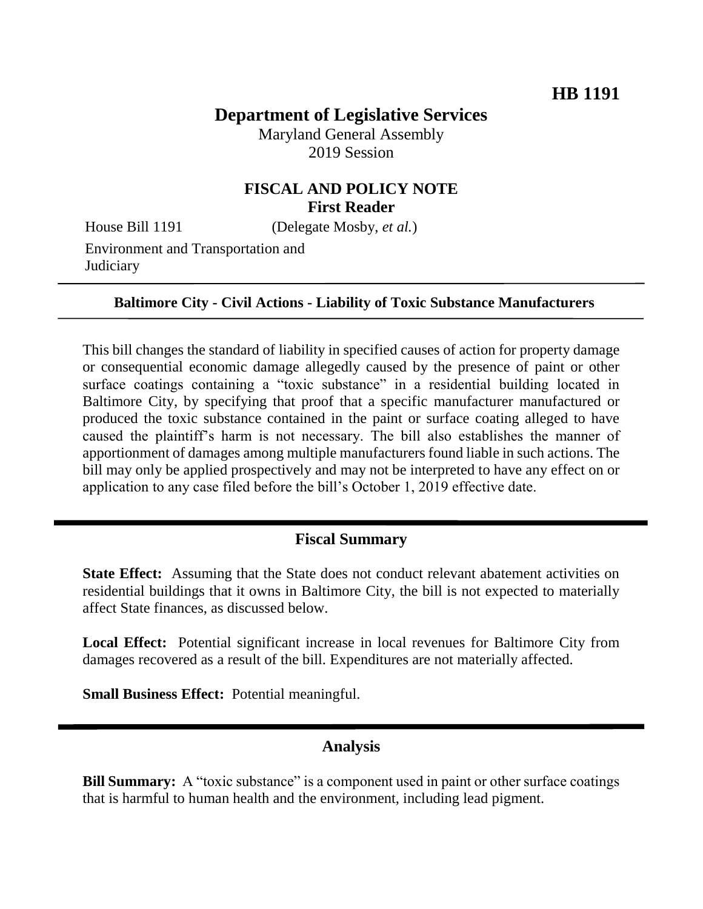**HB 1191**

# Department of Legislative Services

Maryland General Assembly
2019 Session

## FISCAL AND POLICY NOTE
**First Reader**

House Bill 1191 (Delegate Mosby, *et al.*)

Environment and Transportation and Judiciary

---

**Baltimore City - Civil Actions - Liability of Toxic Substance Manufacturers**

---

This bill changes the standard of liability in specified causes of action for property damage or consequential economic damage allegedly caused by the presence of paint or other surface coatings containing a "toxic substance" in a residential building located in Baltimore City, by specifying that proof that a specific manufacturer manufactured or produced the toxic substance contained in the paint or surface coating alleged to have caused the plaintiff's harm is not necessary. The bill also establishes the manner of apportionment of damages among multiple manufacturers found liable in such actions. The bill may only be applied prospectively and may not be interpreted to have any effect on or application to any case filed before the bill's October 1, 2019 effective date.

---

## Fiscal Summary

**State Effect:** Assuming that the State does not conduct relevant abatement activities on residential buildings that it owns in Baltimore City, the bill is not expected to materially affect State finances, as discussed below.

**Local Effect:** Potential significant increase in local revenues for Baltimore City from damages recovered as a result of the bill. Expenditures are not materially affected.

**Small Business Effect:** Potential meaningful.

---

## Analysis

**Bill Summary:** A "toxic substance" is a component used in paint or other surface coatings that is harmful to human health and the environment, including lead pigment.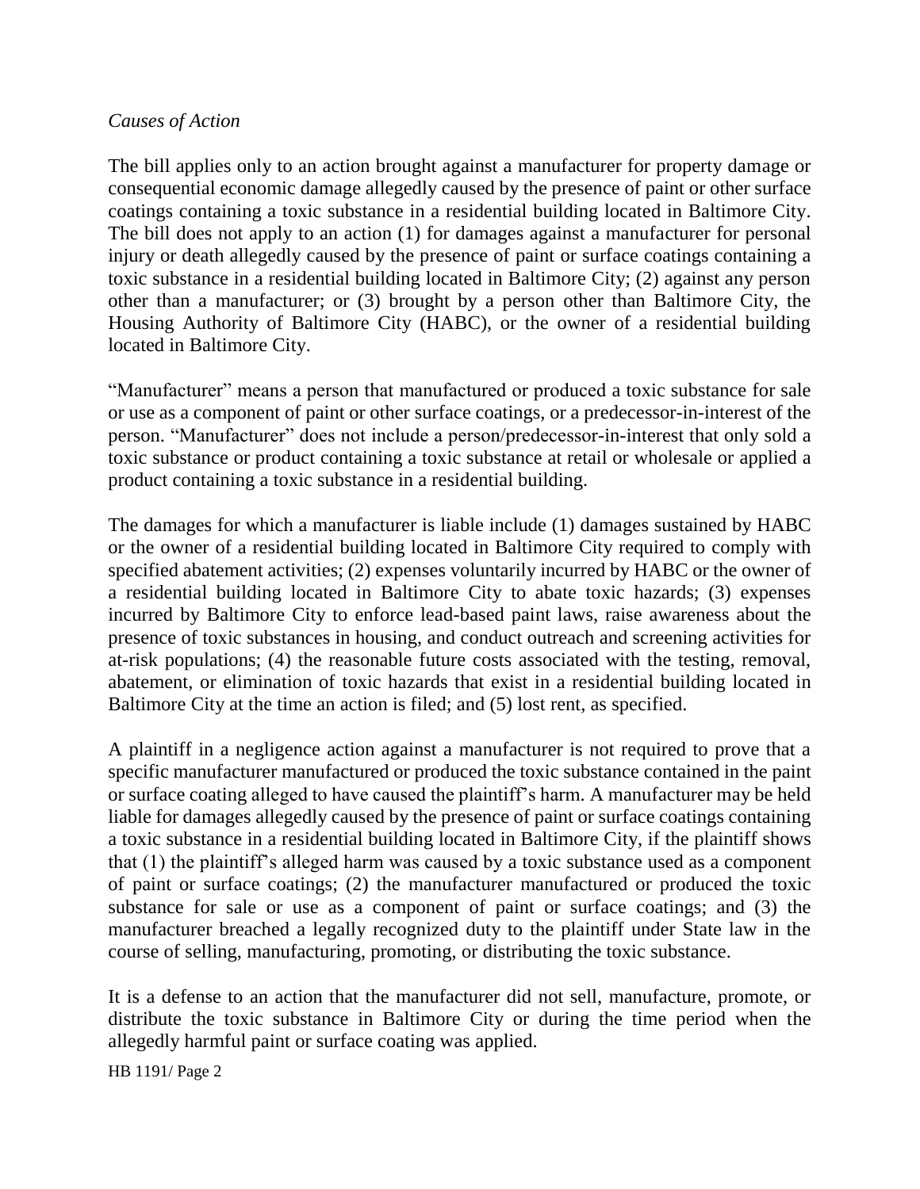*Causes of Action*

The bill applies only to an action brought against a manufacturer for property damage or consequential economic damage allegedly caused by the presence of paint or other surface coatings containing a toxic substance in a residential building located in Baltimore City. The bill does not apply to an action (1) for damages against a manufacturer for personal injury or death allegedly caused by the presence of paint or surface coatings containing a toxic substance in a residential building located in Baltimore City; (2) against any person other than a manufacturer; or (3) brought by a person other than Baltimore City, the Housing Authority of Baltimore City (HABC), or the owner of a residential building located in Baltimore City.

"Manufacturer" means a person that manufactured or produced a toxic substance for sale or use as a component of paint or other surface coatings, or a predecessor-in-interest of the person. "Manufacturer" does not include a person/predecessor-in-interest that only sold a toxic substance or product containing a toxic substance at retail or wholesale or applied a product containing a toxic substance in a residential building.

The damages for which a manufacturer is liable include (1) damages sustained by HABC or the owner of a residential building located in Baltimore City required to comply with specified abatement activities; (2) expenses voluntarily incurred by HABC or the owner of a residential building located in Baltimore City to abate toxic hazards; (3) expenses incurred by Baltimore City to enforce lead-based paint laws, raise awareness about the presence of toxic substances in housing, and conduct outreach and screening activities for at-risk populations; (4) the reasonable future costs associated with the testing, removal, abatement, or elimination of toxic hazards that exist in a residential building located in Baltimore City at the time an action is filed; and (5) lost rent, as specified.

A plaintiff in a negligence action against a manufacturer is not required to prove that a specific manufacturer manufactured or produced the toxic substance contained in the paint or surface coating alleged to have caused the plaintiff's harm. A manufacturer may be held liable for damages allegedly caused by the presence of paint or surface coatings containing a toxic substance in a residential building located in Baltimore City, if the plaintiff shows that (1) the plaintiff's alleged harm was caused by a toxic substance used as a component of paint or surface coatings; (2) the manufacturer manufactured or produced the toxic substance for sale or use as a component of paint or surface coatings; and (3) the manufacturer breached a legally recognized duty to the plaintiff under State law in the course of selling, manufacturing, promoting, or distributing the toxic substance.

It is a defense to an action that the manufacturer did not sell, manufacture, promote, or distribute the toxic substance in Baltimore City or during the time period when the allegedly harmful paint or surface coating was applied.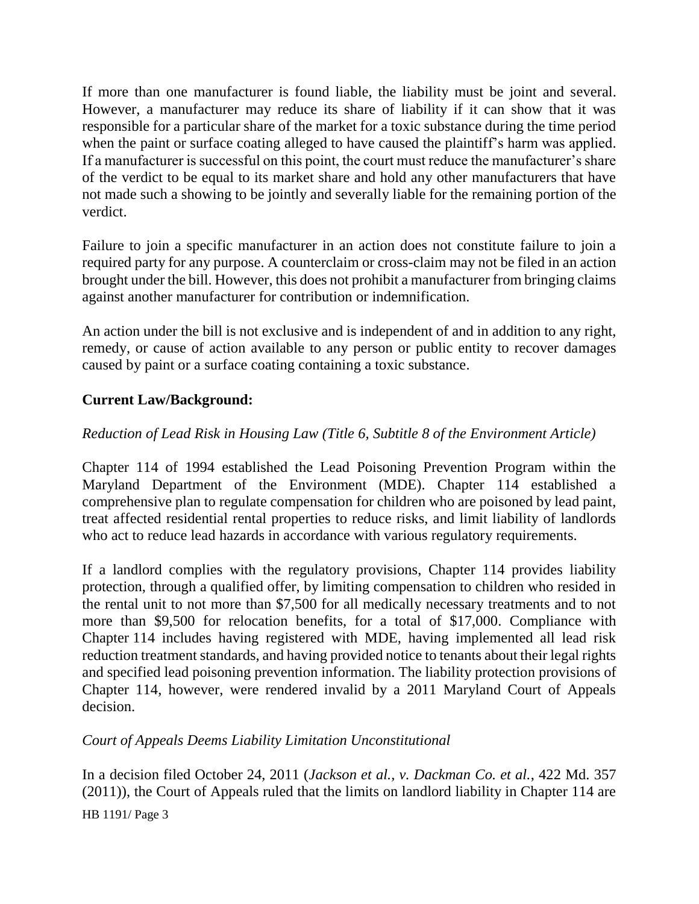If more than one manufacturer is found liable, the liability must be joint and several. However, a manufacturer may reduce its share of liability if it can show that it was responsible for a particular share of the market for a toxic substance during the time period when the paint or surface coating alleged to have caused the plaintiff's harm was applied. If a manufacturer is successful on this point, the court must reduce the manufacturer's share of the verdict to be equal to its market share and hold any other manufacturers that have not made such a showing to be jointly and severally liable for the remaining portion of the verdict.

Failure to join a specific manufacturer in an action does not constitute failure to join a required party for any purpose. A counterclaim or cross-claim may not be filed in an action brought under the bill. However, this does not prohibit a manufacturer from bringing claims against another manufacturer for contribution or indemnification.

An action under the bill is not exclusive and is independent of and in addition to any right, remedy, or cause of action available to any person or public entity to recover damages caused by paint or a surface coating containing a toxic substance.

**Current Law/Background:**

*Reduction of Lead Risk in Housing Law (Title 6, Subtitle 8 of the Environment Article)*

Chapter 114 of 1994 established the Lead Poisoning Prevention Program within the Maryland Department of the Environment (MDE). Chapter 114 established a comprehensive plan to regulate compensation for children who are poisoned by lead paint, treat affected residential rental properties to reduce risks, and limit liability of landlords who act to reduce lead hazards in accordance with various regulatory requirements.

If a landlord complies with the regulatory provisions, Chapter 114 provides liability protection, through a qualified offer, by limiting compensation to children who resided in the rental unit to not more than $7,500 for all medically necessary treatments and to not more than $9,500 for relocation benefits, for a total of $17,000. Compliance with Chapter 114 includes having registered with MDE, having implemented all lead risk reduction treatment standards, and having provided notice to tenants about their legal rights and specified lead poisoning prevention information. The liability protection provisions of Chapter 114, however, were rendered invalid by a 2011 Maryland Court of Appeals decision.

*Court of Appeals Deems Liability Limitation Unconstitutional*

In a decision filed October 24, 2011 (*Jackson et al., v. Dackman Co. et al.*, 422 Md. 357 (2011)), the Court of Appeals ruled that the limits on landlord liability in Chapter 114 are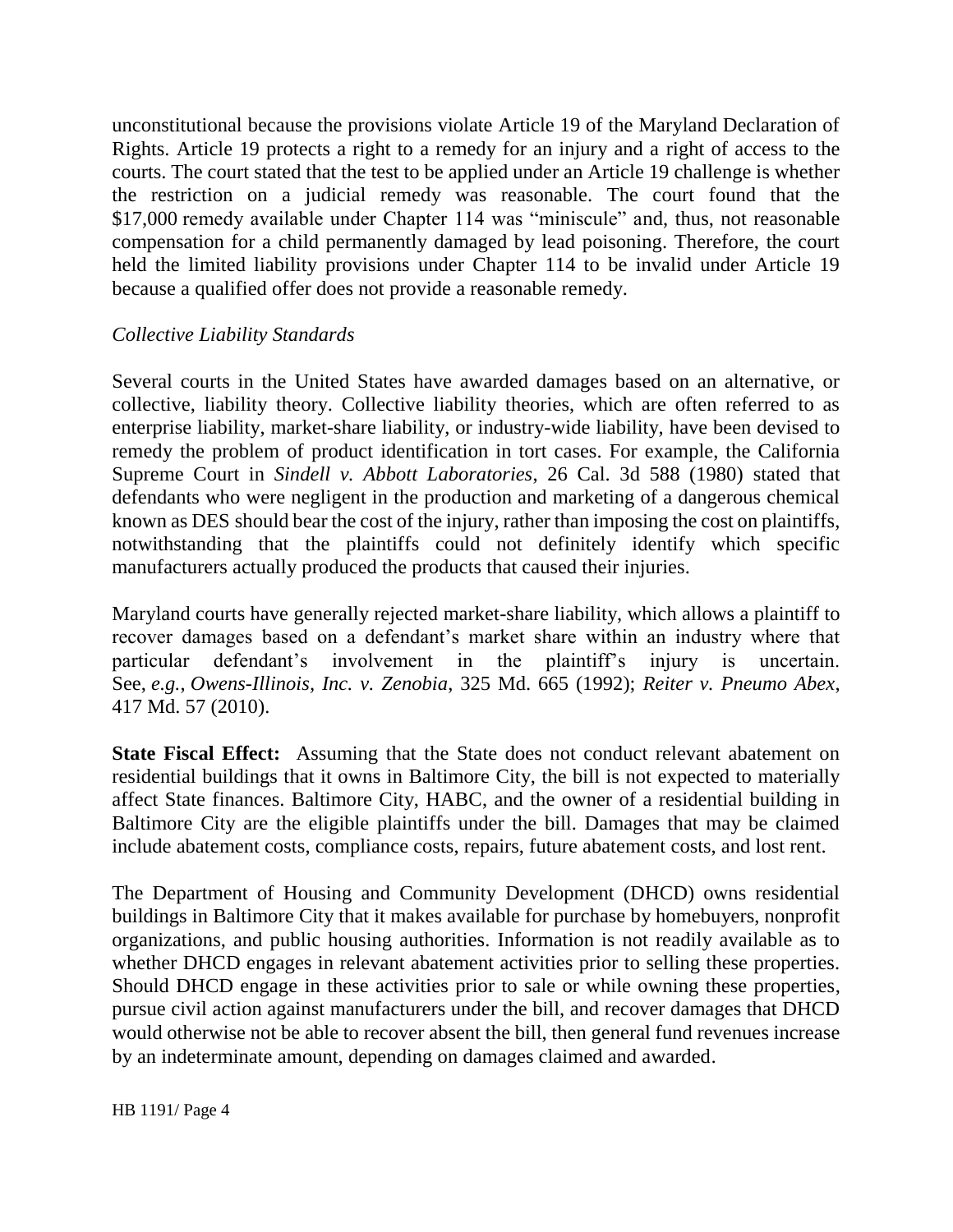unconstitutional because the provisions violate Article 19 of the Maryland Declaration of Rights. Article 19 protects a right to a remedy for an injury and a right of access to the courts. The court stated that the test to be applied under an Article 19 challenge is whether the restriction on a judicial remedy was reasonable. The court found that the $17,000 remedy available under Chapter 114 was "miniscule" and, thus, not reasonable compensation for a child permanently damaged by lead poisoning. Therefore, the court held the limited liability provisions under Chapter 114 to be invalid under Article 19 because a qualified offer does not provide a reasonable remedy.

*Collective Liability Standards*

Several courts in the United States have awarded damages based on an alternative, or collective, liability theory. Collective liability theories, which are often referred to as enterprise liability, market-share liability, or industry-wide liability, have been devised to remedy the problem of product identification in tort cases. For example, the California Supreme Court in *Sindell v. Abbott Laboratories*, 26 Cal. 3d 588 (1980) stated that defendants who were negligent in the production and marketing of a dangerous chemical known as DES should bear the cost of the injury, rather than imposing the cost on plaintiffs, notwithstanding that the plaintiffs could not definitely identify which specific manufacturers actually produced the products that caused their injuries.

Maryland courts have generally rejected market-share liability, which allows a plaintiff to recover damages based on a defendant's market share within an industry where that particular defendant's involvement in the plaintiff's injury is uncertain. See, *e.g.*, *Owens-Illinois, Inc. v. Zenobia*, 325 Md. 665 (1992); *Reiter v. Pneumo Abex*, 417 Md. 57 (2010).

**State Fiscal Effect:** Assuming that the State does not conduct relevant abatement on residential buildings that it owns in Baltimore City, the bill is not expected to materially affect State finances. Baltimore City, HABC, and the owner of a residential building in Baltimore City are the eligible plaintiffs under the bill. Damages that may be claimed include abatement costs, compliance costs, repairs, future abatement costs, and lost rent.

The Department of Housing and Community Development (DHCD) owns residential buildings in Baltimore City that it makes available for purchase by homebuyers, nonprofit organizations, and public housing authorities. Information is not readily available as to whether DHCD engages in relevant abatement activities prior to selling these properties. Should DHCD engage in these activities prior to sale or while owning these properties, pursue civil action against manufacturers under the bill, and recover damages that DHCD would otherwise not be able to recover absent the bill, then general fund revenues increase by an indeterminate amount, depending on damages claimed and awarded.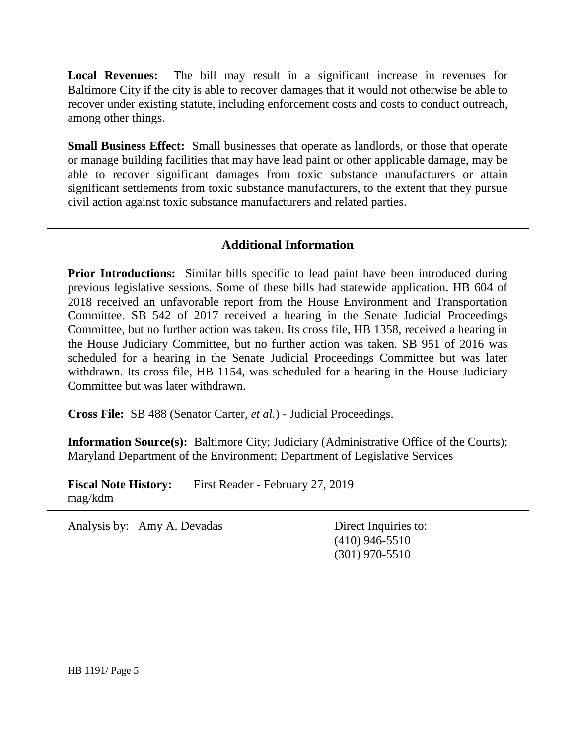**Local Revenues:** The bill may result in a significant increase in revenues for Baltimore City if the city is able to recover damages that it would not otherwise be able to recover under existing statute, including enforcement costs and costs to conduct outreach, among other things.

**Small Business Effect:** Small businesses that operate as landlords, or those that operate or manage building facilities that may have lead paint or other applicable damage, may be able to recover significant damages from toxic substance manufacturers or attain significant settlements from toxic substance manufacturers, to the extent that they pursue civil action against toxic substance manufacturers and related parties.

---

## Additional Information

**Prior Introductions:** Similar bills specific to lead paint have been introduced during previous legislative sessions. Some of these bills had statewide application. HB 604 of 2018 received an unfavorable report from the House Environment and Transportation Committee. SB 542 of 2017 received a hearing in the Senate Judicial Proceedings Committee, but no further action was taken. Its cross file, HB 1358, received a hearing in the House Judiciary Committee, but no further action was taken. SB 951 of 2016 was scheduled for a hearing in the Senate Judicial Proceedings Committee but was later withdrawn. Its cross file, HB 1154, was scheduled for a hearing in the House Judiciary Committee but was later withdrawn.

**Cross File:** SB 488 (Senator Carter, *et al.*) - Judicial Proceedings.

**Information Source(s):** Baltimore City; Judiciary (Administrative Office of the Courts); Maryland Department of the Environment; Department of Legislative Services

**Fiscal Note History:** First Reader - February 27, 2019
mag/kdm

---

Analysis by: Amy A. Devadas

Direct Inquiries to:
(410) 946-5510
(301) 970-5510